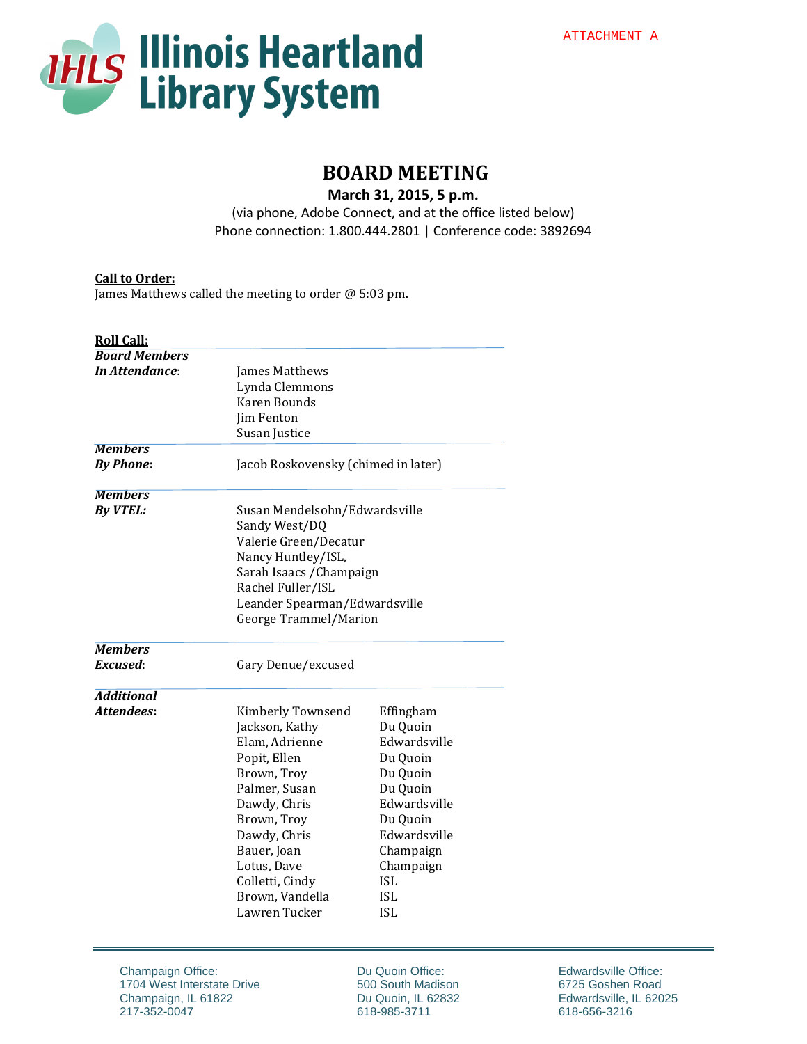ATTACHMENT A

# Illinois Heartland Library System

## BOARD MEETING

**March 31, 2015, 5 p.m.**

(via phone, Adobe Connect, and at the office listed below)

Phone connection: 1.800.444.2801 | Conference code: 3892694

**Call to Order:**

James Matthews called the meeting to order @ 5:03 pm.

**Roll Call:**

| | | |
|---|---|---|
| ***Board Members In Attendance:*** | James Matthews | |
| | Lynda Clemmons | |
| | Karen Bounds | |
| | Jim Fenton | |
| | Susan Justice | |
| ***Members By Phone:*** | Jacob Roskovensky (chimed in later) | |
| ***Members By VTEL:*** | Susan Mendelsohn/Edwardsville | |
| | Sandy West/DQ | |
| | Valerie Green/Decatur | |
| | Nancy Huntley/ISL, | |
| | Sarah Isaacs /Champaign | |
| | Rachel Fuller/ISL | |
| | Leander Spearman/Edwardsville | |
| | George Trammel/Marion | |
| ***Members Excused:*** | Gary Denue/excused | |
| ***Additional Attendees:*** | Kimberly Townsend | Effingham |
| | Jackson, Kathy | Du Quoin |
| | Elam, Adrienne | Edwardsville |
| | Popit, Ellen | Du Quoin |
| | Brown, Troy | Du Quoin |
| | Palmer, Susan | Du Quoin |
| | Dawdy, Chris | Edwardsville |
| | Brown, Troy | Du Quoin |
| | Dawdy, Chris | Edwardsville |
| | Bauer, Joan | Champaign |
| | Lotus, Dave | Champaign |
| | Colletti, Cindy | ISL |
| | Brown, Vandella | ISL |
| | Lawren Tucker | ISL |

Champaign Office:
1704 West Interstate Drive
Champaign, IL 61822
217-352-0047

Du Quoin Office:
500 South Madison
Du Quoin, IL 62832
618-985-3711

Edwardsville Office:
6725 Goshen Road
Edwardsville, IL 62025
618-656-3216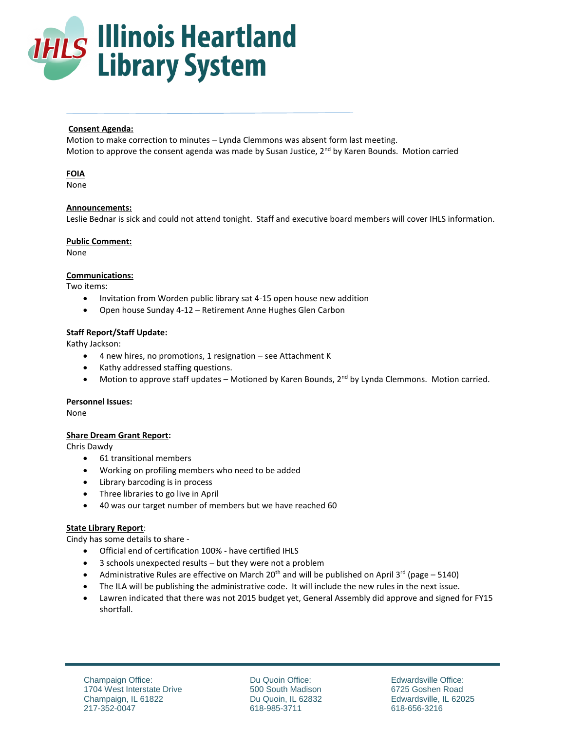**Consent Agenda:**

Motion to make correction to minutes – Lynda Clemmons was absent form last meeting.
Motion to approve the consent agenda was made by Susan Justice, 2nd by Karen Bounds. Motion carried

**FOIA**

None

**Announcements:**

Leslie Bednar is sick and could not attend tonight. Staff and executive board members will cover IHLS information.

**Public Comment:**

None

**Communications:**

Two items:

- Invitation from Worden public library sat 4-15 open house new addition
- Open house Sunday 4-12 – Retirement Anne Hughes Glen Carbon

**Staff Report/Staff Update:**

Kathy Jackson:

- 4 new hires, no promotions, 1 resignation – see Attachment K
- Kathy addressed staffing questions.
- Motion to approve staff updates – Motioned by Karen Bounds, 2nd by Lynda Clemmons. Motion carried.

**Personnel Issues:**

None

**Share Dream Grant Report:**

Chris Dawdy

- 61 transitional members
- Working on profiling members who need to be added
- Library barcoding is in process
- Three libraries to go live in April
- 40 was our target number of members but we have reached 60

**State Library Report:**

Cindy has some details to share -

- Official end of certification 100% - have certified IHLS
- 3 schools unexpected results – but they were not a problem
- Administrative Rules are effective on March 20th and will be published on April 3rd (page – 5140)
- The ILA will be publishing the administrative code. It will include the new rules in the next issue.
- Lawren indicated that there was not 2015 budget yet, General Assembly did approve and signed for FY15 shortfall.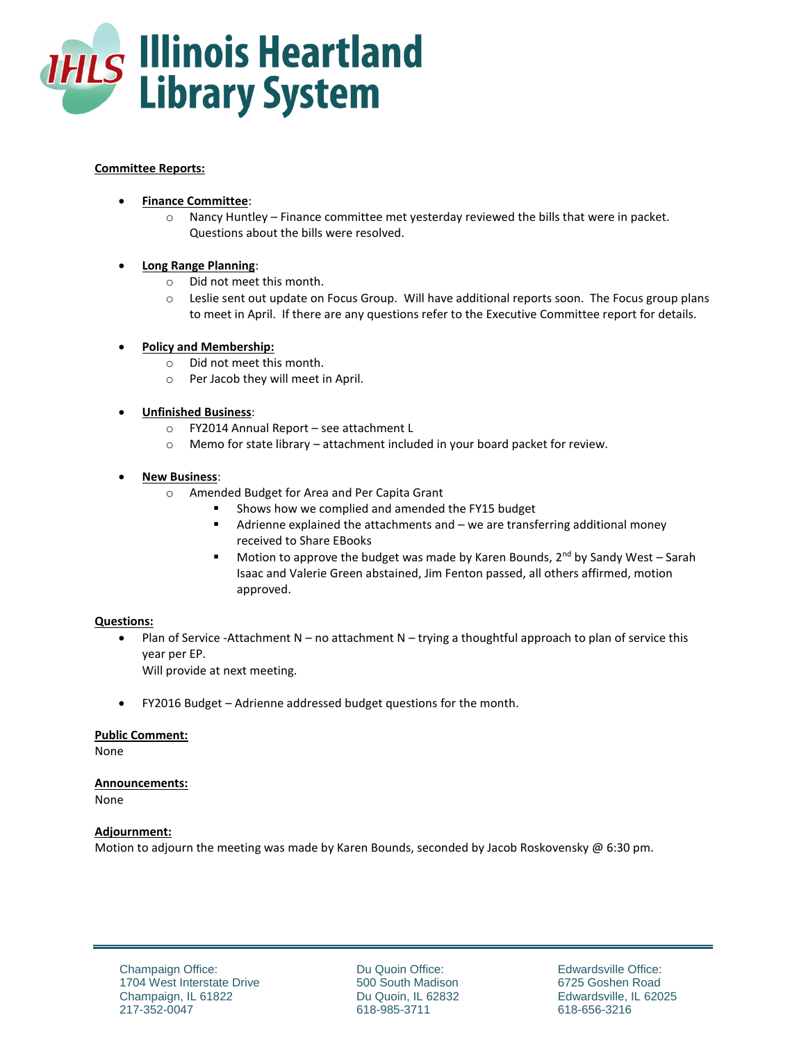**Committee Reports:**

- **Finance Committee**:
  - Nancy Huntley – Finance committee met yesterday reviewed the bills that were in packet. Questions about the bills were resolved.

- **Long Range Planning**:
  - Did not meet this month.
  - Leslie sent out update on Focus Group. Will have additional reports soon. The Focus group plans to meet in April. If there are any questions refer to the Executive Committee report for details.

- **Policy and Membership:**
  - Did not meet this month.
  - Per Jacob they will meet in April.

- **Unfinished Business**:
  - FY2014 Annual Report – see attachment L
  - Memo for state library – attachment included in your board packet for review.

- **New Business**:
  - Amended Budget for Area and Per Capita Grant
    - Shows how we complied and amended the FY15 budget
    - Adrienne explained the attachments and – we are transferring additional money received to Share EBooks
    - Motion to approve the budget was made by Karen Bounds, 2nd by Sandy West – Sarah Isaac and Valerie Green abstained, Jim Fenton passed, all others affirmed, motion approved.

**Questions:**

- Plan of Service -Attachment N – no attachment N – trying a thoughtful approach to plan of service this year per EP.
  Will provide at next meeting.

- FY2016 Budget – Adrienne addressed budget questions for the month.

**Public Comment:**
None

**Announcements:**
None

**Adjournment:**
Motion to adjourn the meeting was made by Karen Bounds, seconded by Jacob Roskovensky @ 6:30 pm.